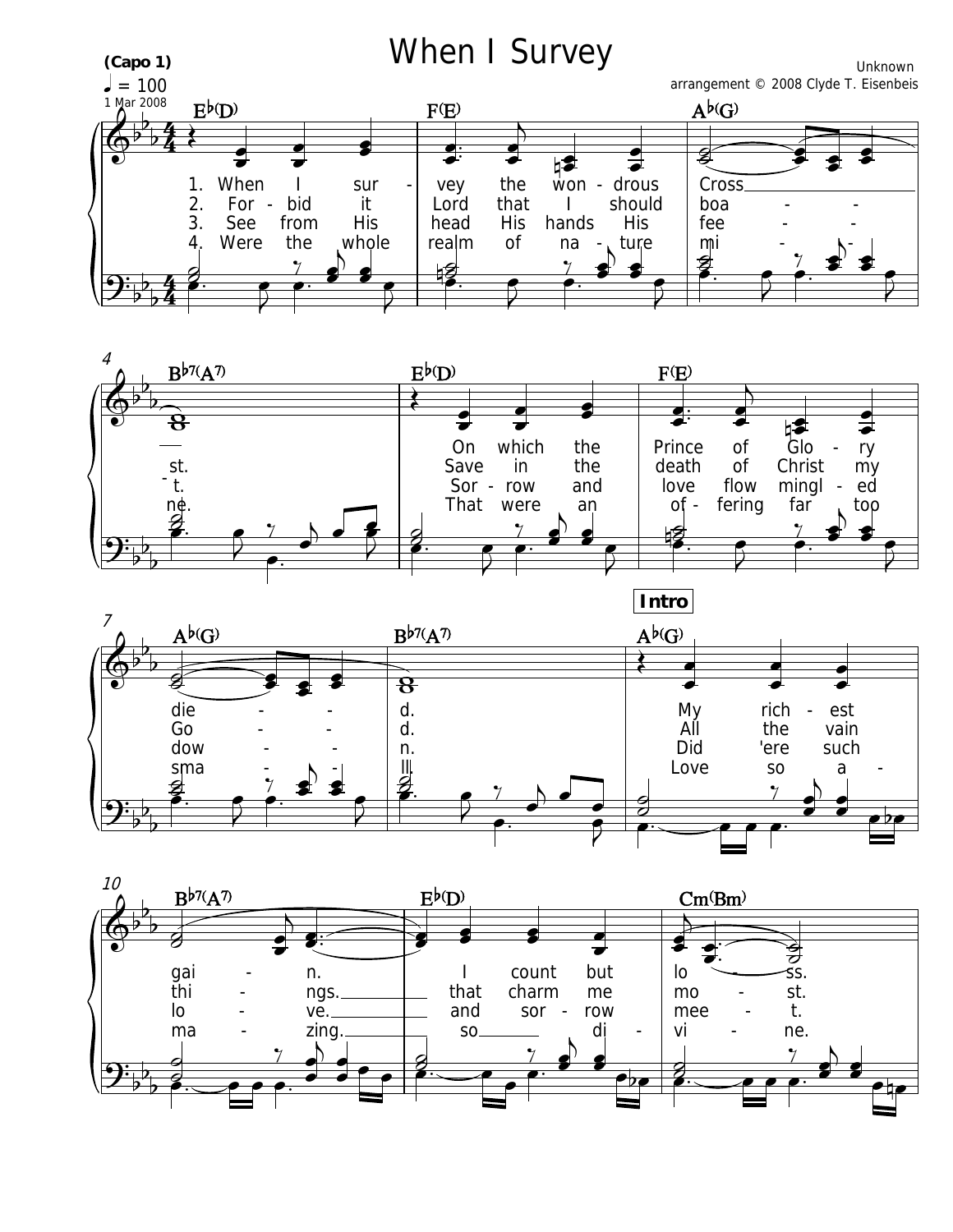# When I Survey

**(Capo 1)**

♩ = 100

1 Mar 2008

Unknown

arrangement © 2008 Clyde T. Eisenbeis

E♭(D) F(E) A♭(G) B♭7(A7) E♭(D) F(E) A♭(G) B♭7(A7) **Intro** A♭(G) B♭7(A7) E♭(D) Cm(Bm)

1. When I sur - vey the won - drous Cross ___ st. On which the Prince of Glo - ry die - d. My rich - est gai - n. ___ I count but lo - ss.
2. For - bid it Lord that I should boa - st. Save in the death of Christ my Go - d. All the vain thi - ngs. ___ that charm me mo - st.
3. See from His head His hands His fee - t. Sor - row and love flow mingl - ed dow - n. Did 'ere such lo - ve. and sor - row mee - t.
4. Were the whole realm of na - ture mi - ne. That were an of - fering far too sma - ll. Love so a - ma - zing. ___ so ___ di - vi - ne.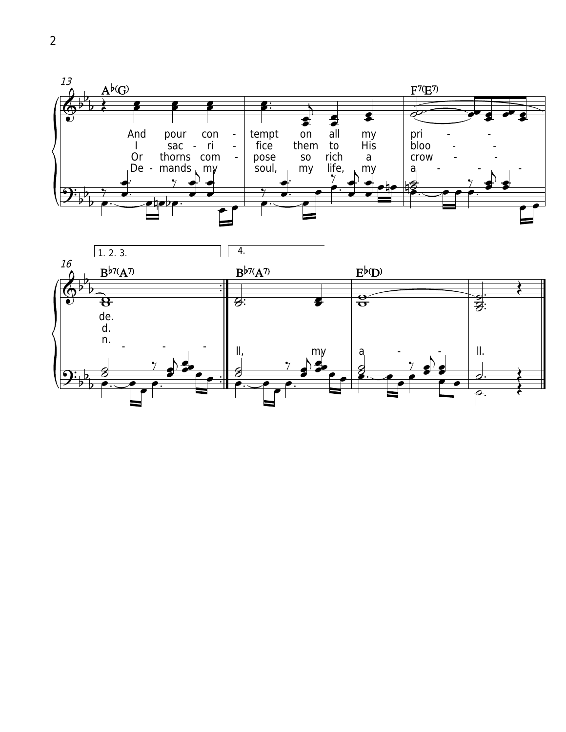13

A♭(G) F7(E7)

And pour con - tempt on all my pri - - de.
I sac - ri - fice them to His bloo - - d.
Or thorns com - pose so rich a crow - - n.
De - mands my soul, my life, my a - - - - - - ll, my a - - ll.

16

1. 2. 3. | 4.

B♭7(A7) B♭7(A7) E♭(D)